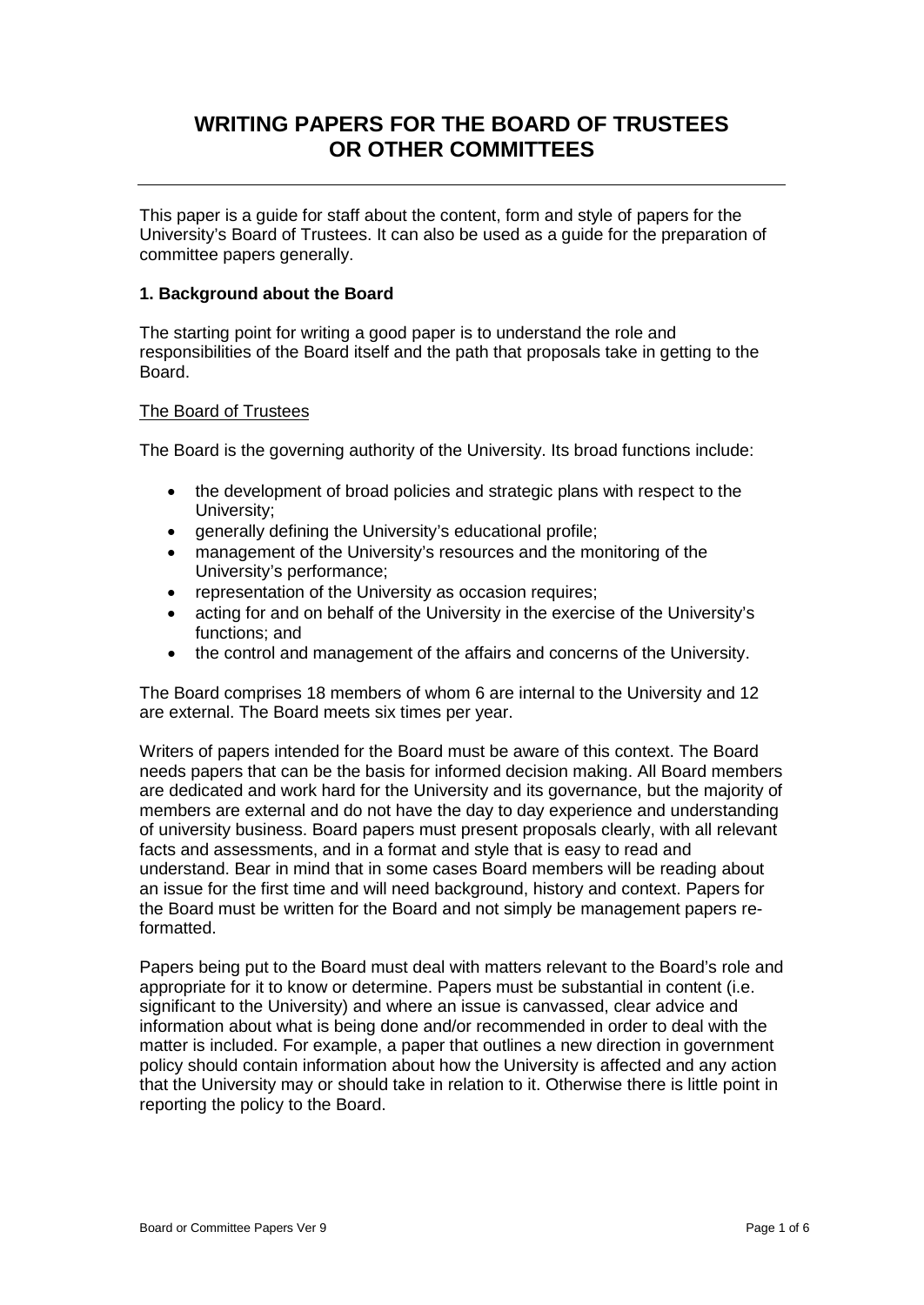# WRITING PAPERS FOR THE BOARD OF TRUSTEES OR OTHER COMMITTEES

---

This paper is a guide for staff about the content, form and style of papers for the University's Board of Trustees. It can also be used as a guide for the preparation of committee papers generally.

## 1. Background about the Board

The starting point for writing a good paper is to understand the role and responsibilities of the Board itself and the path that proposals take in getting to the Board.

### The Board of Trustees

The Board is the governing authority of the University. Its broad functions include:

- the development of broad policies and strategic plans with respect to the University;
- generally defining the University's educational profile;
- management of the University's resources and the monitoring of the University's performance;
- representation of the University as occasion requires;
- acting for and on behalf of the University in the exercise of the University's functions; and
- the control and management of the affairs and concerns of the University.

The Board comprises 18 members of whom 6 are internal to the University and 12 are external. The Board meets six times per year.

Writers of papers intended for the Board must be aware of this context. The Board needs papers that can be the basis for informed decision making. All Board members are dedicated and work hard for the University and its governance, but the majority of members are external and do not have the day to day experience and understanding of university business. Board papers must present proposals clearly, with all relevant facts and assessments, and in a format and style that is easy to read and understand. Bear in mind that in some cases Board members will be reading about an issue for the first time and will need background, history and context. Papers for the Board must be written for the Board and not simply be management papers re-formatted.

Papers being put to the Board must deal with matters relevant to the Board's role and appropriate for it to know or determine. Papers must be substantial in content (i.e. significant to the University) and where an issue is canvassed, clear advice and information about what is being done and/or recommended in order to deal with the matter is included. For example, a paper that outlines a new direction in government policy should contain information about how the University is affected and any action that the University may or should take in relation to it. Otherwise there is little point in reporting the policy to the Board.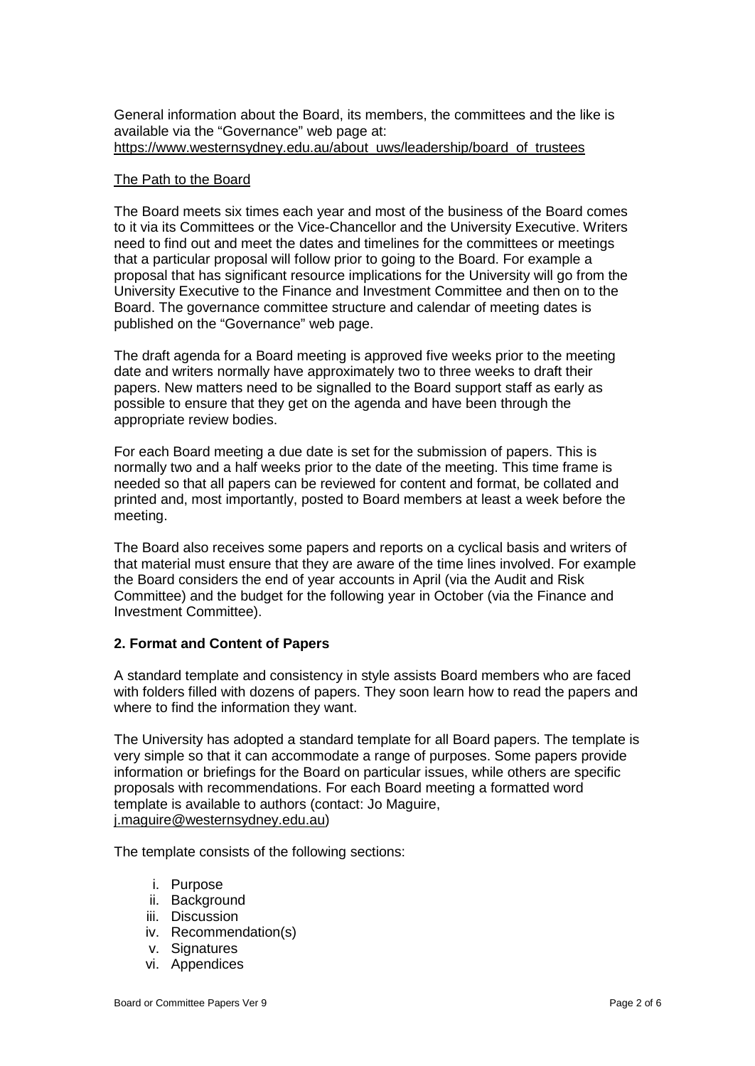General information about the Board, its members, the committees and the like is available via the "Governance" web page at: https://www.westernsydney.edu.au/about_uws/leadership/board_of_trustees

The Path to the Board

The Board meets six times each year and most of the business of the Board comes to it via its Committees or the Vice-Chancellor and the University Executive. Writers need to find out and meet the dates and timelines for the committees or meetings that a particular proposal will follow prior to going to the Board. For example a proposal that has significant resource implications for the University will go from the University Executive to the Finance and Investment Committee and then on to the Board. The governance committee structure and calendar of meeting dates is published on the "Governance" web page.

The draft agenda for a Board meeting is approved five weeks prior to the meeting date and writers normally have approximately two to three weeks to draft their papers. New matters need to be signalled to the Board support staff as early as possible to ensure that they get on the agenda and have been through the appropriate review bodies.

For each Board meeting a due date is set for the submission of papers. This is normally two and a half weeks prior to the date of the meeting. This time frame is needed so that all papers can be reviewed for content and format, be collated and printed and, most importantly, posted to Board members at least a week before the meeting.

The Board also receives some papers and reports on a cyclical basis and writers of that material must ensure that they are aware of the time lines involved. For example the Board considers the end of year accounts in April (via the Audit and Risk Committee) and the budget for the following year in October (via the Finance and Investment Committee).

## 2. Format and Content of Papers

A standard template and consistency in style assists Board members who are faced with folders filled with dozens of papers. They soon learn how to read the papers and where to find the information they want.

The University has adopted a standard template for all Board papers. The template is very simple so that it can accommodate a range of purposes. Some papers provide information or briefings for the Board on particular issues, while others are specific proposals with recommendations. For each Board meeting a formatted word template is available to authors (contact: Jo Maguire, j.maguire@westernsydney.edu.au)

The template consists of the following sections:

i. Purpose
ii. Background
iii. Discussion
iv. Recommendation(s)
v. Signatures
vi. Appendices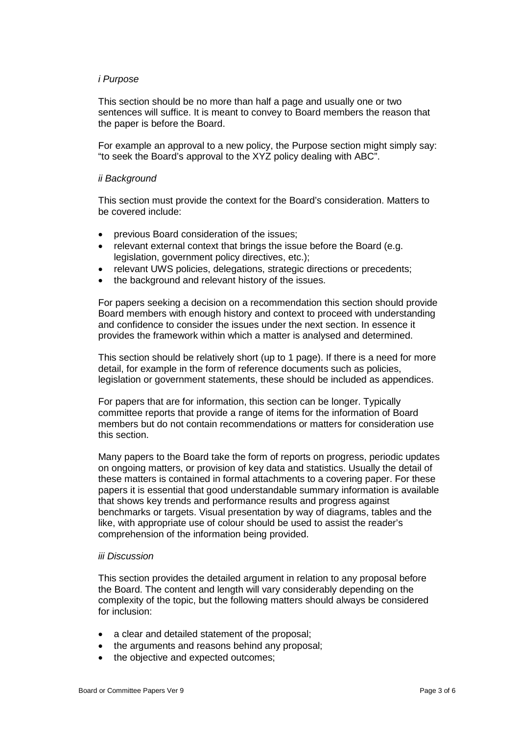*i Purpose*

This section should be no more than half a page and usually one or two sentences will suffice. It is meant to convey to Board members the reason that the paper is before the Board.

For example an approval to a new policy, the Purpose section might simply say: "to seek the Board's approval to the XYZ policy dealing with ABC".

*ii Background*

This section must provide the context for the Board's consideration. Matters to be covered include:

- previous Board consideration of the issues;
- relevant external context that brings the issue before the Board (e.g. legislation, government policy directives, etc.);
- relevant UWS policies, delegations, strategic directions or precedents;
- the background and relevant history of the issues.

For papers seeking a decision on a recommendation this section should provide Board members with enough history and context to proceed with understanding and confidence to consider the issues under the next section. In essence it provides the framework within which a matter is analysed and determined.

This section should be relatively short (up to 1 page). If there is a need for more detail, for example in the form of reference documents such as policies, legislation or government statements, these should be included as appendices.

For papers that are for information, this section can be longer. Typically committee reports that provide a range of items for the information of Board members but do not contain recommendations or matters for consideration use this section.

Many papers to the Board take the form of reports on progress, periodic updates on ongoing matters, or provision of key data and statistics. Usually the detail of these matters is contained in formal attachments to a covering paper. For these papers it is essential that good understandable summary information is available that shows key trends and performance results and progress against benchmarks or targets. Visual presentation by way of diagrams, tables and the like, with appropriate use of colour should be used to assist the reader's comprehension of the information being provided.

*iii Discussion*

This section provides the detailed argument in relation to any proposal before the Board. The content and length will vary considerably depending on the complexity of the topic, but the following matters should always be considered for inclusion:

- a clear and detailed statement of the proposal;
- the arguments and reasons behind any proposal;
- the objective and expected outcomes;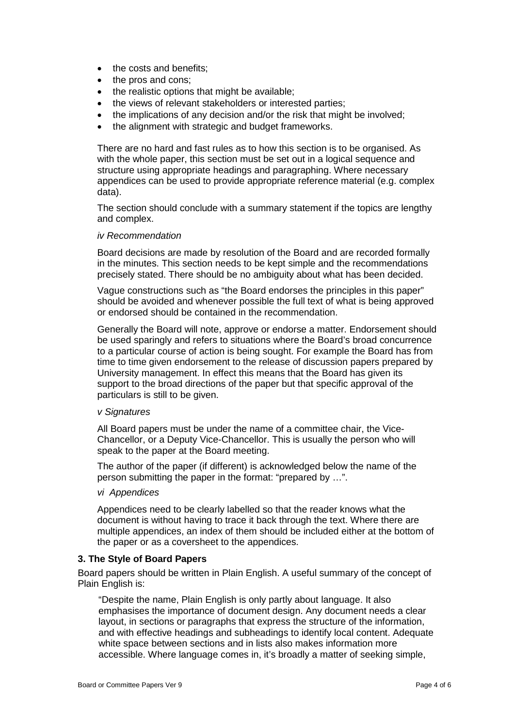- the costs and benefits;
- the pros and cons;
- the realistic options that might be available;
- the views of relevant stakeholders or interested parties;
- the implications of any decision and/or the risk that might be involved;
- the alignment with strategic and budget frameworks.

There are no hard and fast rules as to how this section is to be organised. As with the whole paper, this section must be set out in a logical sequence and structure using appropriate headings and paragraphing. Where necessary appendices can be used to provide appropriate reference material (e.g. complex data).

The section should conclude with a summary statement if the topics are lengthy and complex.

*iv Recommendation*

Board decisions are made by resolution of the Board and are recorded formally in the minutes. This section needs to be kept simple and the recommendations precisely stated. There should be no ambiguity about what has been decided.

Vague constructions such as "the Board endorses the principles in this paper" should be avoided and whenever possible the full text of what is being approved or endorsed should be contained in the recommendation.

Generally the Board will note, approve or endorse a matter. Endorsement should be used sparingly and refers to situations where the Board's broad concurrence to a particular course of action is being sought. For example the Board has from time to time given endorsement to the release of discussion papers prepared by University management. In effect this means that the Board has given its support to the broad directions of the paper but that specific approval of the particulars is still to be given.

*v Signatures*

All Board papers must be under the name of a committee chair, the Vice-Chancellor, or a Deputy Vice-Chancellor. This is usually the person who will speak to the paper at the Board meeting.

The author of the paper (if different) is acknowledged below the name of the person submitting the paper in the format: "prepared by …".

*vi Appendices*

Appendices need to be clearly labelled so that the reader knows what the document is without having to trace it back through the text. Where there are multiple appendices, an index of them should be included either at the bottom of the paper or as a coversheet to the appendices.

## 3. The Style of Board Papers

Board papers should be written in Plain English. A useful summary of the concept of Plain English is:

> "Despite the name, Plain English is only partly about language. It also emphasises the importance of document design. Any document needs a clear layout, in sections or paragraphs that express the structure of the information, and with effective headings and subheadings to identify local content. Adequate white space between sections and in lists also makes information more accessible. Where language comes in, it's broadly a matter of seeking simple,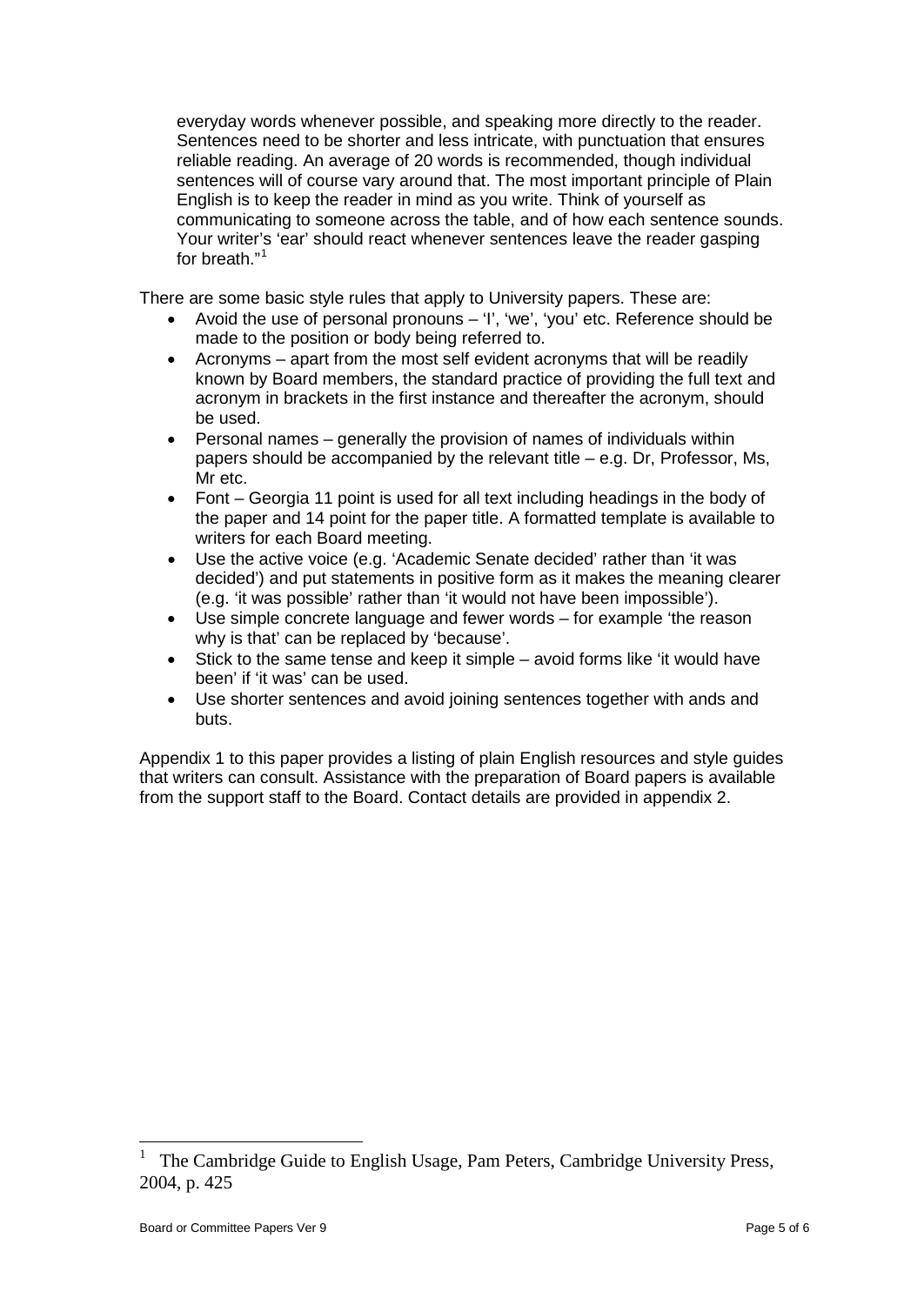> everyday words whenever possible, and speaking more directly to the reader. Sentences need to be shorter and less intricate, with punctuation that ensures reliable reading. An average of 20 words is recommended, though individual sentences will of course vary around that. The most important principle of Plain English is to keep the reader in mind as you write. Think of yourself as communicating to someone across the table, and of how each sentence sounds. Your writer's 'ear' should react whenever sentences leave the reader gasping for breath."[1]

There are some basic style rules that apply to University papers. These are:

- Avoid the use of personal pronouns – 'I', 'we', 'you' etc. Reference should be made to the position or body being referred to.
- Acronyms – apart from the most self evident acronyms that will be readily known by Board members, the standard practice of providing the full text and acronym in brackets in the first instance and thereafter the acronym, should be used.
- Personal names – generally the provision of names of individuals within papers should be accompanied by the relevant title – e.g. Dr, Professor, Ms, Mr etc.
- Font – Georgia 11 point is used for all text including headings in the body of the paper and 14 point for the paper title. A formatted template is available to writers for each Board meeting.
- Use the active voice (e.g. 'Academic Senate decided' rather than 'it was decided') and put statements in positive form as it makes the meaning clearer (e.g. 'it was possible' rather than 'it would not have been impossible').
- Use simple concrete language and fewer words – for example 'the reason why is that' can be replaced by 'because'.
- Stick to the same tense and keep it simple – avoid forms like 'it would have been' if 'it was' can be used.
- Use shorter sentences and avoid joining sentences together with ands and buts.

Appendix 1 to this paper provides a listing of plain English resources and style guides that writers can consult. Assistance with the preparation of Board papers is available from the support staff to the Board. Contact details are provided in appendix 2.

---

[1] The Cambridge Guide to English Usage, Pam Peters, Cambridge University Press, 2004, p. 425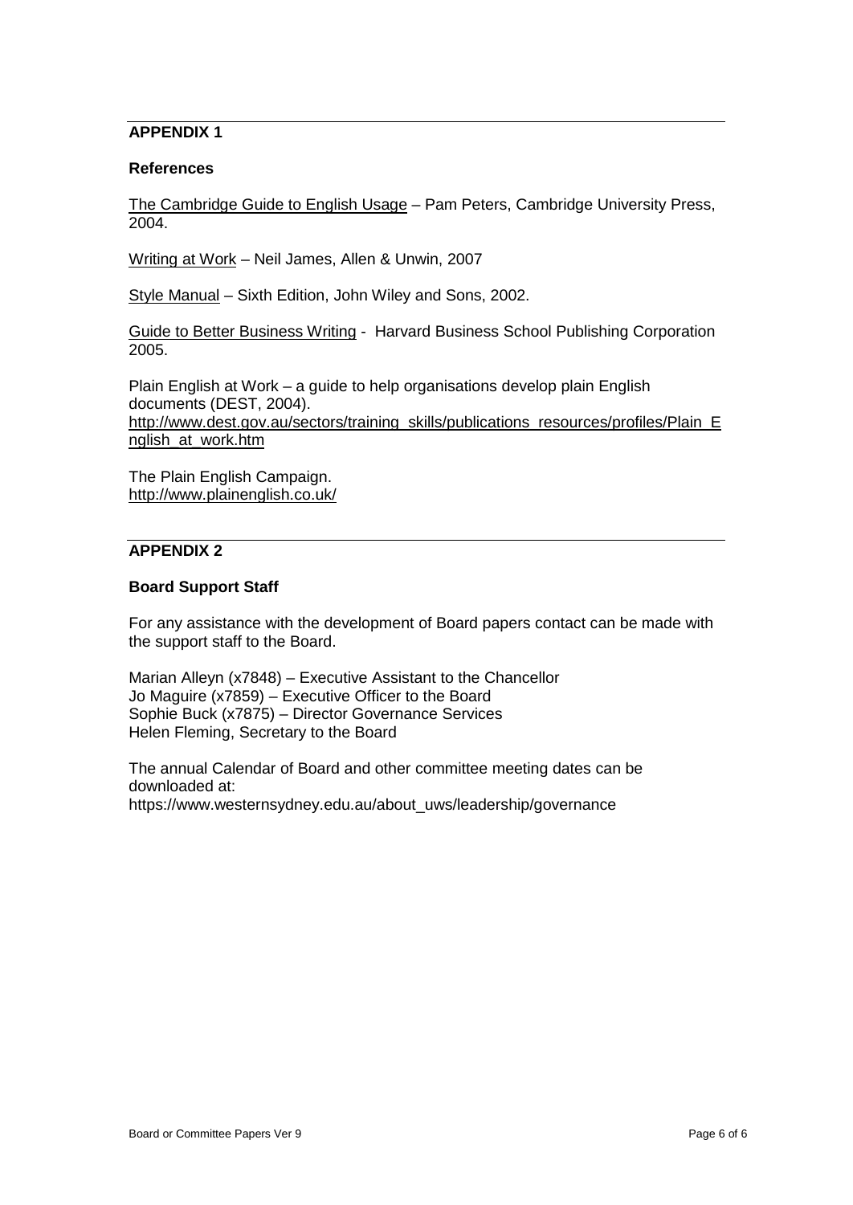## APPENDIX 1

### References

The Cambridge Guide to English Usage – Pam Peters, Cambridge University Press, 2004.

Writing at Work – Neil James, Allen & Unwin, 2007

Style Manual – Sixth Edition, John Wiley and Sons, 2002.

Guide to Better Business Writing - Harvard Business School Publishing Corporation 2005.

Plain English at Work – a guide to help organisations develop plain English documents (DEST, 2004).
http://www.dest.gov.au/sectors/training_skills/publications_resources/profiles/Plain_English_at_work.htm

The Plain English Campaign.
http://www.plainenglish.co.uk/

## APPENDIX 2

### Board Support Staff

For any assistance with the development of Board papers contact can be made with the support staff to the Board.

Marian Alleyn (x7848) – Executive Assistant to the Chancellor
Jo Maguire (x7859) – Executive Officer to the Board
Sophie Buck (x7875) – Director Governance Services
Helen Fleming, Secretary to the Board

The annual Calendar of Board and other committee meeting dates can be downloaded at:
https://www.westernsydney.edu.au/about_uws/leadership/governance